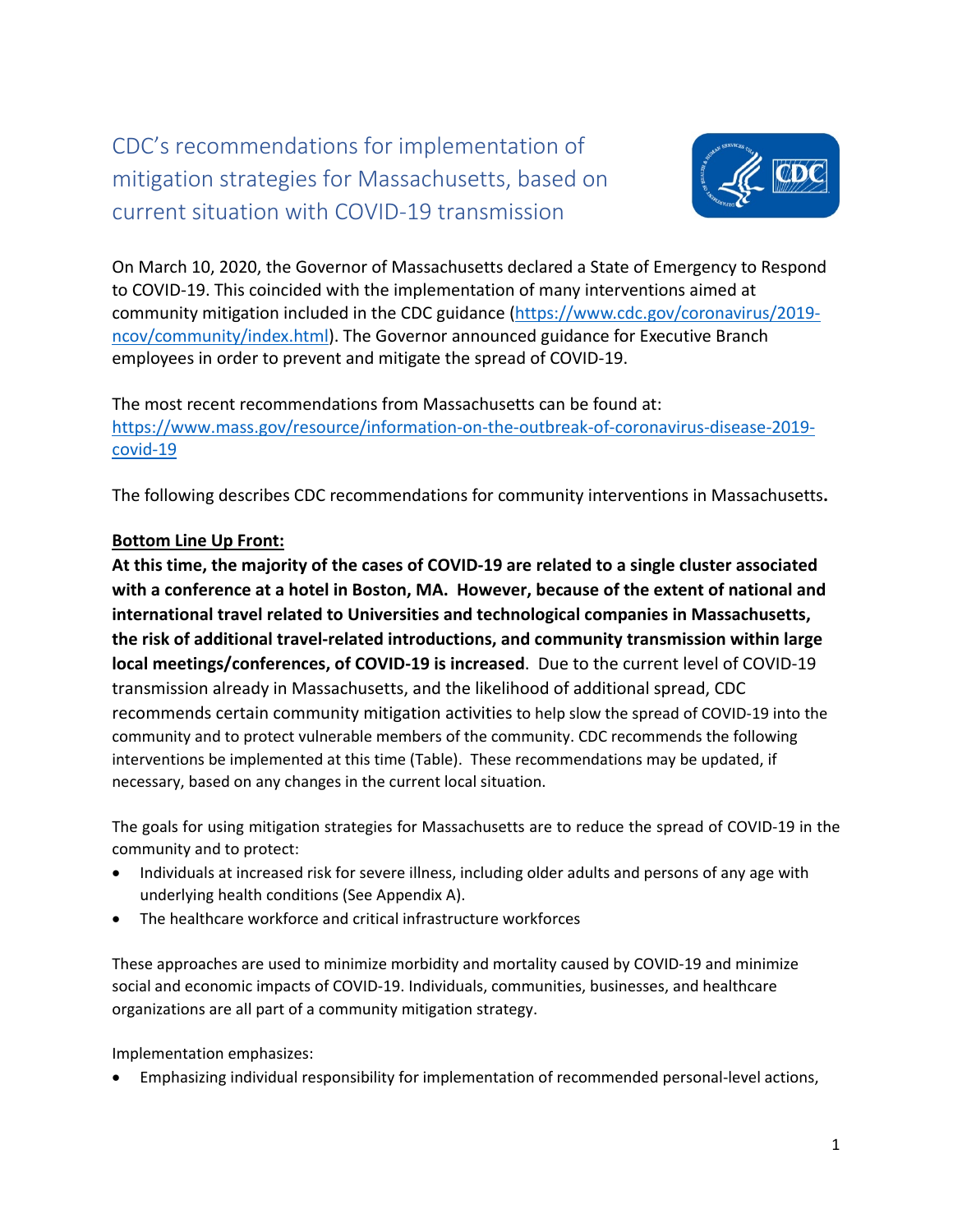# CDC's recommendations for implementation of mitigation strategies for Massachusetts, based on current situation with COVID-19 transmission

On March 10, 2020, the Governor of Massachusetts declared a State of Emergency to Respond to COVID-19. This coincided with the implementation of many interventions aimed at community mitigation included in the CDC guidance (https://www.cdc.gov/coronavirus/2019-ncov/community/index.html). The Governor announced guidance for Executive Branch employees in order to prevent and mitigate the spread of COVID-19.

The most recent recommendations from Massachusetts can be found at: https://www.mass.gov/resource/information-on-the-outbreak-of-coronavirus-disease-2019-covid-19

The following describes CDC recommendations for community interventions in Massachusetts**.**

**Bottom Line Up Front:**

**At this time, the majority of the cases of COVID-19 are related to a single cluster associated with a conference at a hotel in Boston, MA. However, because of the extent of national and international travel related to Universities and technological companies in Massachusetts, the risk of additional travel-related introductions, and community transmission within large local meetings/conferences, of COVID-19 is increased**. Due to the current level of COVID-19 transmission already in Massachusetts, and the likelihood of additional spread, CDC recommends certain community mitigation activities to help slow the spread of COVID-19 into the community and to protect vulnerable members of the community. CDC recommends the following interventions be implemented at this time (Table). These recommendations may be updated, if necessary, based on any changes in the current local situation.

The goals for using mitigation strategies for Massachusetts are to reduce the spread of COVID-19 in the community and to protect:

- Individuals at increased risk for severe illness, including older adults and persons of any age with underlying health conditions (See Appendix A).
- The healthcare workforce and critical infrastructure workforces

These approaches are used to minimize morbidity and mortality caused by COVID-19 and minimize social and economic impacts of COVID-19. Individuals, communities, businesses, and healthcare organizations are all part of a community mitigation strategy.

Implementation emphasizes:

- Emphasizing individual responsibility for implementation of recommended personal-level actions,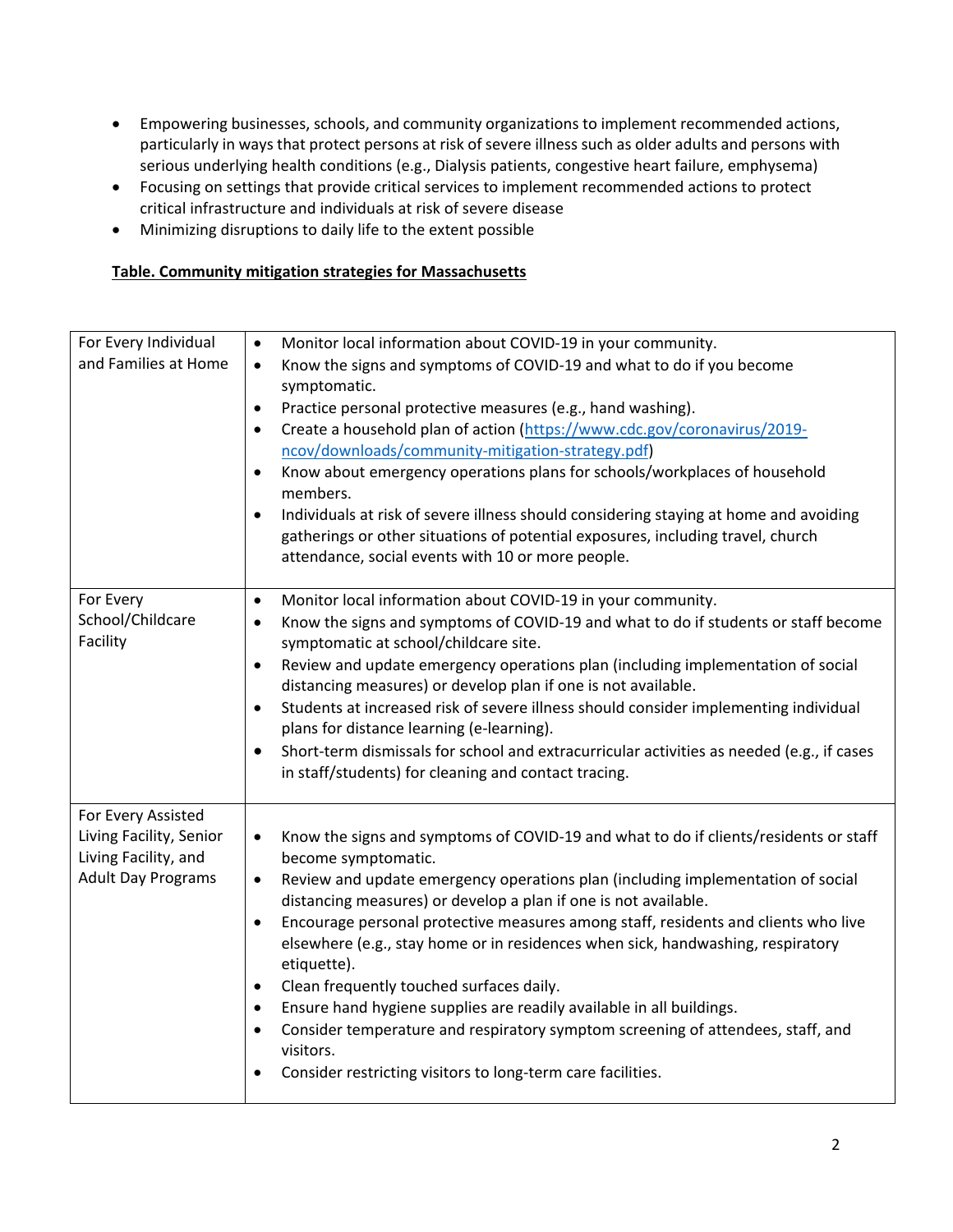- Empowering businesses, schools, and community organizations to implement recommended actions, particularly in ways that protect persons at risk of severe illness such as older adults and persons with serious underlying health conditions (e.g., Dialysis patients, congestive heart failure, emphysema)
- Focusing on settings that provide critical services to implement recommended actions to protect critical infrastructure and individuals at risk of severe disease
- Minimizing disruptions to daily life to the extent possible

**Table. Community mitigation strategies for Massachusetts**

| | |
|---|---|
| For Every Individual and Families at Home | • Monitor local information about COVID-19 in your community.<br>• Know the signs and symptoms of COVID-19 and what to do if you become symptomatic.<br>• Practice personal protective measures (e.g., hand washing).<br>• Create a household plan of action (https://www.cdc.gov/coronavirus/2019-ncov/downloads/community-mitigation-strategy.pdf)<br>• Know about emergency operations plans for schools/workplaces of household members.<br>• Individuals at risk of severe illness should considering staying at home and avoiding gatherings or other situations of potential exposures, including travel, church attendance, social events with 10 or more people. |
| For Every School/Childcare Facility | • Monitor local information about COVID-19 in your community.<br>• Know the signs and symptoms of COVID-19 and what to do if students or staff become symptomatic at school/childcare site.<br>• Review and update emergency operations plan (including implementation of social distancing measures) or develop plan if one is not available.<br>• Students at increased risk of severe illness should consider implementing individual plans for distance learning (e-learning).<br>• Short-term dismissals for school and extracurricular activities as needed (e.g., if cases in staff/students) for cleaning and contact tracing. |
| For Every Assisted Living Facility, Senior Living Facility, and Adult Day Programs | • Know the signs and symptoms of COVID-19 and what to do if clients/residents or staff become symptomatic.<br>• Review and update emergency operations plan (including implementation of social distancing measures) or develop a plan if one is not available.<br>• Encourage personal protective measures among staff, residents and clients who live elsewhere (e.g., stay home or in residences when sick, handwashing, respiratory etiquette).<br>• Clean frequently touched surfaces daily.<br>• Ensure hand hygiene supplies are readily available in all buildings.<br>• Consider temperature and respiratory symptom screening of attendees, staff, and visitors.<br>• Consider restricting visitors to long-term care facilities. |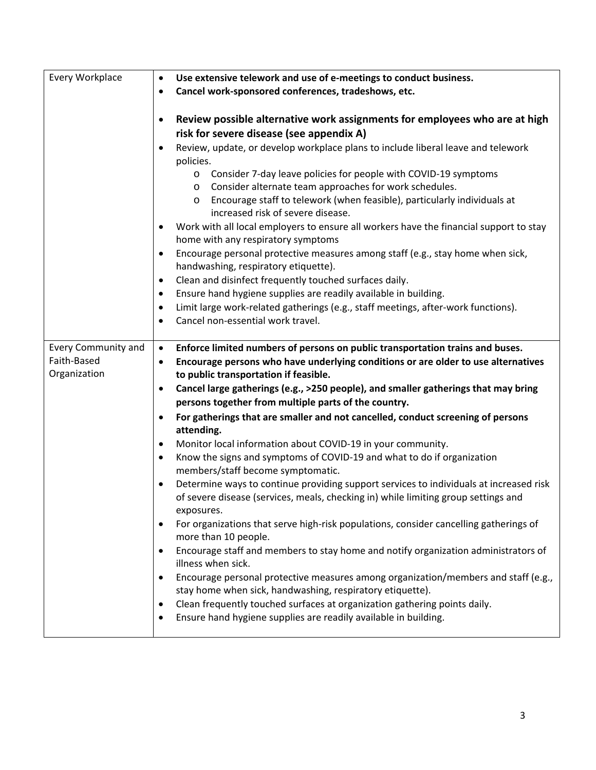| | |
|---|---|
| Every Workplace | • **Use extensive telework and use of e-meetings to conduct business.**<br>• **Cancel work-sponsored conferences, tradeshows, etc.**<br>• **Review possible alternative work assignments for employees who are at high risk for severe disease (see appendix A)**<br>• Review, update, or develop workplace plans to include liberal leave and telework policies.<br>&nbsp;&nbsp;&nbsp;&nbsp;o Consider 7-day leave policies for people with COVID-19 symptoms<br>&nbsp;&nbsp;&nbsp;&nbsp;o Consider alternate team approaches for work schedules.<br>&nbsp;&nbsp;&nbsp;&nbsp;o Encourage staff to telework (when feasible), particularly individuals at increased risk of severe disease.<br>• Work with all local employers to ensure all workers have the financial support to stay home with any respiratory symptoms<br>• Encourage personal protective measures among staff (e.g., stay home when sick, handwashing, respiratory etiquette).<br>• Clean and disinfect frequently touched surfaces daily.<br>• Ensure hand hygiene supplies are readily available in building.<br>• Limit large work-related gatherings (e.g., staff meetings, after-work functions).<br>• Cancel non-essential work travel. |
| Every Community and Faith-Based Organization | • **Enforce limited numbers of persons on public transportation trains and buses.**<br>• **Encourage persons who have underlying conditions or are older to use alternatives to public transportation if feasible.**<br>• **Cancel large gatherings (e.g., >250 people), and smaller gatherings that may bring persons together from multiple parts of the country.**<br>• **For gatherings that are smaller and not cancelled, conduct screening of persons attending.**<br>• Monitor local information about COVID-19 in your community.<br>• Know the signs and symptoms of COVID-19 and what to do if organization members/staff become symptomatic.<br>• Determine ways to continue providing support services to individuals at increased risk of severe disease (services, meals, checking in) while limiting group settings and exposures.<br>• For organizations that serve high-risk populations, consider cancelling gatherings of more than 10 people.<br>• Encourage staff and members to stay home and notify organization administrators of illness when sick.<br>• Encourage personal protective measures among organization/members and staff (e.g., stay home when sick, handwashing, respiratory etiquette).<br>• Clean frequently touched surfaces at organization gathering points daily.<br>• Ensure hand hygiene supplies are readily available in building. |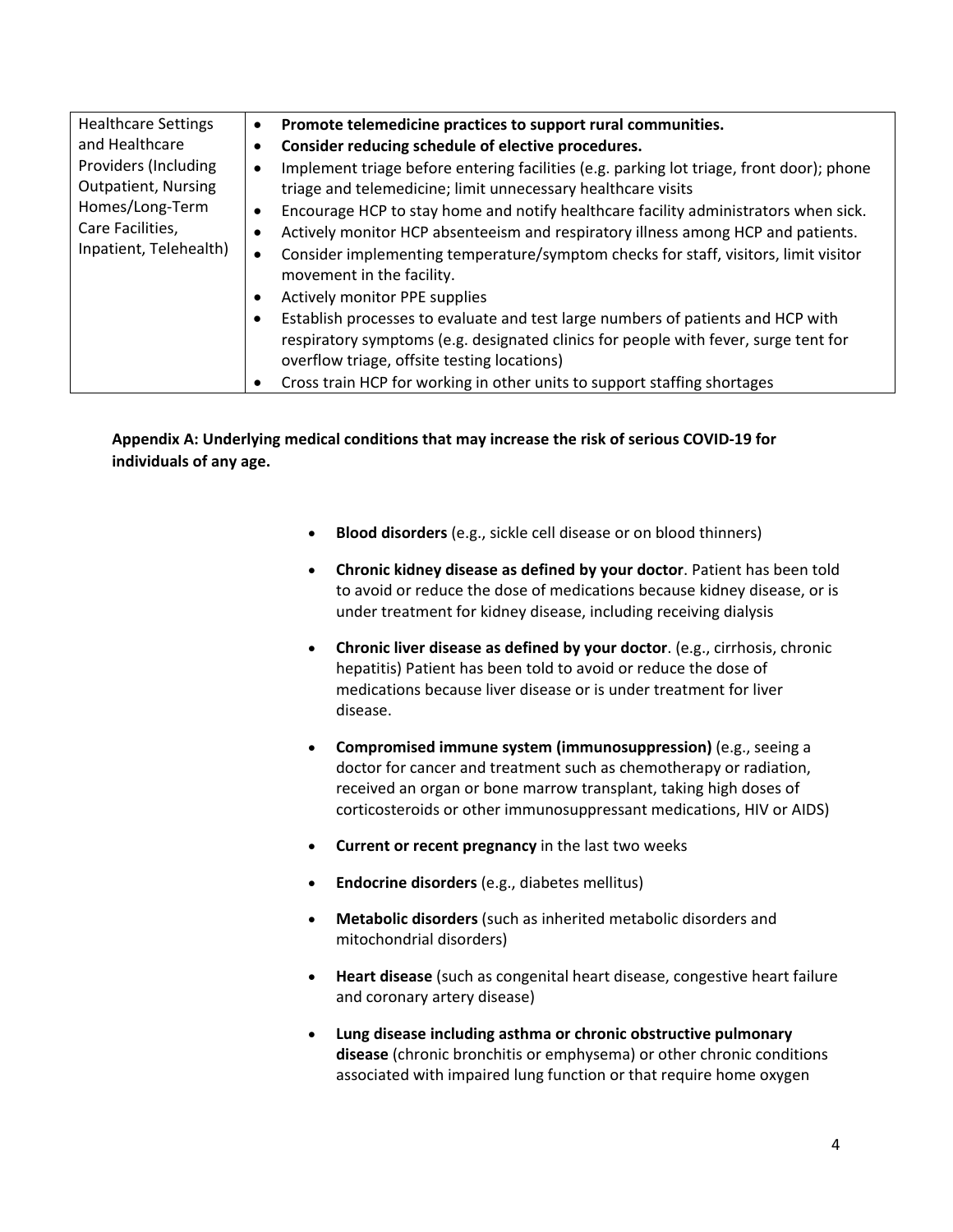| Healthcare Settings and Healthcare Providers (Including Outpatient, Nursing Homes/Long-Term Care Facilities, Inpatient, Telehealth) | <ul><li>**Promote telemedicine practices to support rural communities.**</li><li>**Consider reducing schedule of elective procedures.**</li><li>Implement triage before entering facilities (e.g. parking lot triage, front door); phone triage and telemedicine; limit unnecessary healthcare visits</li><li>Encourage HCP to stay home and notify healthcare facility administrators when sick.</li><li>Actively monitor HCP absenteeism and respiratory illness among HCP and patients.</li><li>Consider implementing temperature/symptom checks for staff, visitors, limit visitor movement in the facility.</li><li>Actively monitor PPE supplies</li><li>Establish processes to evaluate and test large numbers of patients and HCP with respiratory symptoms (e.g. designated clinics for people with fever, surge tent for overflow triage, offsite testing locations)</li><li>Cross train HCP for working in other units to support staffing shortages</li></ul> |
|---|---|

**Appendix A: Underlying medical conditions that may increase the risk of serious COVID-19 for individuals of any age.**

- **Blood disorders** (e.g., sickle cell disease or on blood thinners)
- **Chronic kidney disease as defined by your doctor**. Patient has been told to avoid or reduce the dose of medications because kidney disease, or is under treatment for kidney disease, including receiving dialysis
- **Chronic liver disease as defined by your doctor**. (e.g., cirrhosis, chronic hepatitis) Patient has been told to avoid or reduce the dose of medications because liver disease or is under treatment for liver disease.
- **Compromised immune system (immunosuppression)** (e.g., seeing a doctor for cancer and treatment such as chemotherapy or radiation, received an organ or bone marrow transplant, taking high doses of corticosteroids or other immunosuppressant medications, HIV or AIDS)
- **Current or recent pregnancy** in the last two weeks
- **Endocrine disorders** (e.g., diabetes mellitus)
- **Metabolic disorders** (such as inherited metabolic disorders and mitochondrial disorders)
- **Heart disease** (such as congenital heart disease, congestive heart failure and coronary artery disease)
- **Lung disease including asthma or chronic obstructive pulmonary disease** (chronic bronchitis or emphysema) or other chronic conditions associated with impaired lung function or that require home oxygen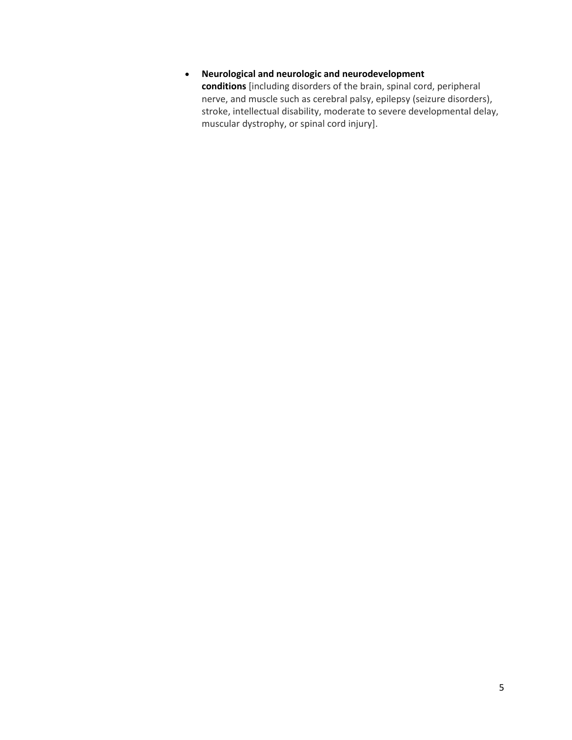- **Neurological and neurologic and neurodevelopment conditions** [including disorders of the brain, spinal cord, peripheral nerve, and muscle such as cerebral palsy, epilepsy (seizure disorders), stroke, intellectual disability, moderate to severe developmental delay, muscular dystrophy, or spinal cord injury].